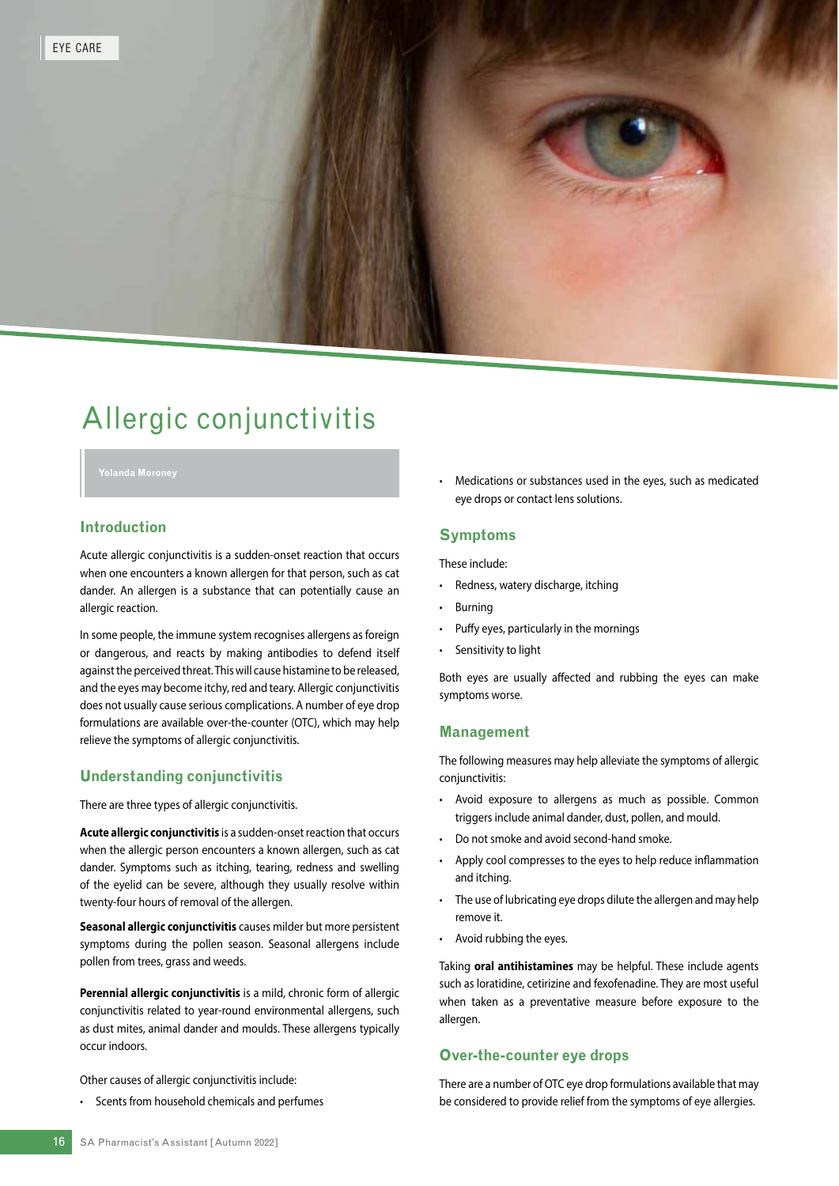# Allergic conjunctivitis

Yolanda Moroney

## Introduction

Acute allergic conjunctivitis is a sudden-onset reaction that occurs when one encounters a known allergen for that person, such as cat dander. An allergen is a substance that can potentially cause an allergic reaction.

In some people, the immune system recognises allergens as foreign or dangerous, and reacts by making antibodies to defend itself against the perceived threat. This will cause histamine to be released, and the eyes may become itchy, red and teary. Allergic conjunctivitis does not usually cause serious complications. A number of eye drop formulations are available over-the-counter (OTC), which may help relieve the symptoms of allergic conjunctivitis.

## Understanding conjunctivitis

There are three types of allergic conjunctivitis.

**Acute allergic conjunctivitis** is a sudden-onset reaction that occurs when the allergic person encounters a known allergen, such as cat dander. Symptoms such as itching, tearing, redness and swelling of the eyelid can be severe, although they usually resolve within twenty-four hours of removal of the allergen.

**Seasonal allergic conjunctivitis** causes milder but more persistent symptoms during the pollen season. Seasonal allergens include pollen from trees, grass and weeds.

**Perennial allergic conjunctivitis** is a mild, chronic form of allergic conjunctivitis related to year-round environmental allergens, such as dust mites, animal dander and moulds. These allergens typically occur indoors.

Other causes of allergic conjunctivitis include:

- Scents from household chemicals and perfumes
- Medications or substances used in the eyes, such as medicated eye drops or contact lens solutions.

## Symptoms

These include:

- Redness, watery discharge, itching
- Burning
- Puffy eyes, particularly in the mornings
- Sensitivity to light

Both eyes are usually affected and rubbing the eyes can make symptoms worse.

## Management

The following measures may help alleviate the symptoms of allergic conjunctivitis:

- Avoid exposure to allergens as much as possible. Common triggers include animal dander, dust, pollen, and mould.
- Do not smoke and avoid second-hand smoke.
- Apply cool compresses to the eyes to help reduce inflammation and itching.
- The use of lubricating eye drops dilute the allergen and may help remove it.
- Avoid rubbing the eyes.

Taking **oral antihistamines** may be helpful. These include agents such as loratidine, cetirizine and fexofenadine. They are most useful when taken as a preventative measure before exposure to the allergen.

## Over-the-counter eye drops

There are a number of OTC eye drop formulations available that may be considered to provide relief from the symptoms of eye allergies.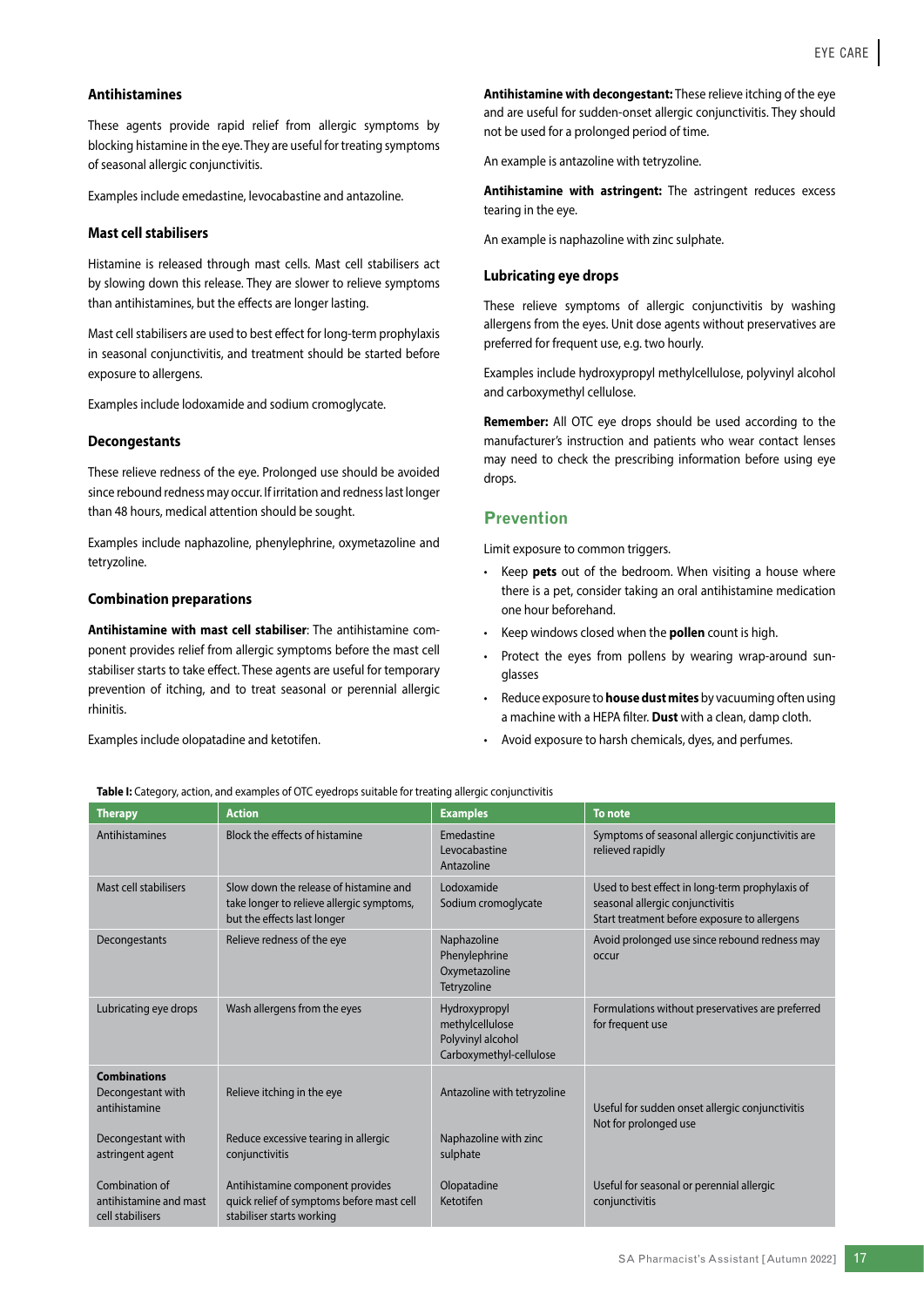### Antihistamines

These agents provide rapid relief from allergic symptoms by blocking histamine in the eye. They are useful for treating symptoms of seasonal allergic conjunctivitis.

Examples include emedastine, levocabastine and antazoline.

### Mast cell stabilisers

Histamine is released through mast cells. Mast cell stabilisers act by slowing down this release. They are slower to relieve symptoms than antihistamines, but the effects are longer lasting.

Mast cell stabilisers are used to best effect for long-term prophylaxis in seasonal conjunctivitis, and treatment should be started before exposure to allergens.

Examples include lodoxamide and sodium cromoglycate.

### Decongestants

These relieve redness of the eye. Prolonged use should be avoided since rebound redness may occur. If irritation and redness last longer than 48 hours, medical attention should be sought.

Examples include naphazoline, phenylephrine, oxymetazoline and tetryzoline.

### Combination preparations

**Antihistamine with mast cell stabiliser**: The antihistamine component provides relief from allergic symptoms before the mast cell stabiliser starts to take effect. These agents are useful for temporary prevention of itching, and to treat seasonal or perennial allergic rhinitis.

Examples include olopatadine and ketotifen.

**Antihistamine with decongestant:** These relieve itching of the eye and are useful for sudden-onset allergic conjunctivitis. They should not be used for a prolonged period of time.

An example is antazoline with tetryzoline.

**Antihistamine with astringent:** The astringent reduces excess tearing in the eye.

An example is naphazoline with zinc sulphate.

### Lubricating eye drops

These relieve symptoms of allergic conjunctivitis by washing allergens from the eyes. Unit dose agents without preservatives are preferred for frequent use, e.g. two hourly.

Examples include hydroxypropyl methylcellulose, polyvinyl alcohol and carboxymethyl cellulose.

**Remember:** All OTC eye drops should be used according to the manufacturer's instruction and patients who wear contact lenses may need to check the prescribing information before using eye drops.

## Prevention

Limit exposure to common triggers.

- Keep **pets** out of the bedroom. When visiting a house where there is a pet, consider taking an oral antihistamine medication one hour beforehand.
- Keep windows closed when the **pollen** count is high.
- Protect the eyes from pollens by wearing wrap-around sunglasses
- Reduce exposure to **house dust mites** by vacuuming often using a machine with a HEPA filter. **Dust** with a clean, damp cloth.
- Avoid exposure to harsh chemicals, dyes, and perfumes.

**Table I:** Category, action, and examples of OTC eyedrops suitable for treating allergic conjunctivitis

| Therapy | Action | Examples | To note |
|---|---|---|---|
| Antihistamines | Block the effects of histamine | Emedastine<br>Levocabastine<br>Antazoline | Symptoms of seasonal allergic conjunctivitis are relieved rapidly |
| Mast cell stabilisers | Slow down the release of histamine and take longer to relieve allergic symptoms, but the effects last longer | Lodoxamide<br>Sodium cromoglycate | Used to best effect in long-term prophylaxis of seasonal allergic conjunctivitis<br>Start treatment before exposure to allergens |
| Decongestants | Relieve redness of the eye | Naphazoline<br>Phenylephrine<br>Oxymetazoline<br>Tetryzoline | Avoid prolonged use since rebound redness may occur |
| Lubricating eye drops | Wash allergens from the eyes | Hydroxypropyl methylcellulose<br>Polyvinyl alcohol<br>Carboxymethyl-cellulose | Formulations without preservatives are preferred for frequent use |
| **Combinations**<br>Decongestant with antihistamine | Relieve itching in the eye | Antazoline with tetryzoline | Useful for sudden onset allergic conjunctivitis<br>Not for prolonged use |
| Decongestant with astringent agent | Reduce excessive tearing in allergic conjunctivitis | Naphazoline with zinc sulphate | |
| Combination of antihistamine and mast cell stabilisers | Antihistamine component provides quick relief of symptoms before mast cell stabiliser starts working | Olopatadine<br>Ketotifen | Useful for seasonal or perennial allergic conjunctivitis |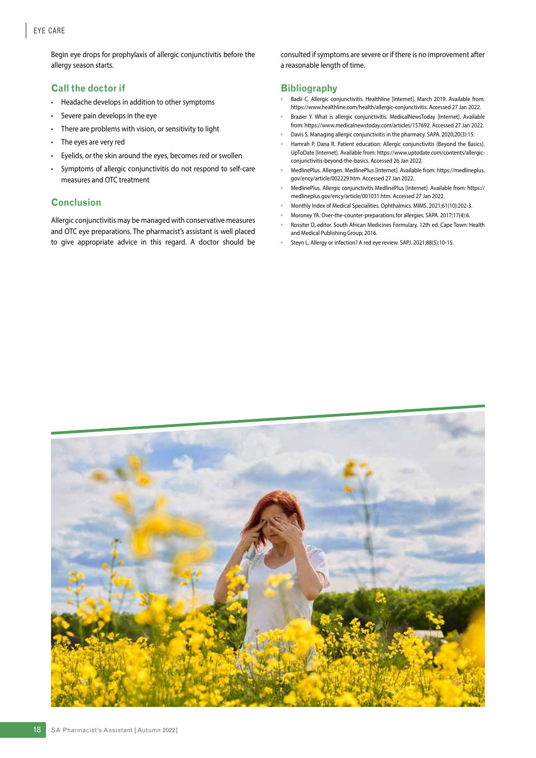Begin eye drops for prophylaxis of allergic conjunctivitis before the allergy season starts.

## Call the doctor if

- Headache develops in addition to other symptoms
- Severe pain develops in the eye
- There are problems with vision, or sensitivity to light
- The eyes are very red
- Eyelids, or the skin around the eyes, becomes red or swollen
- Symptoms of allergic conjunctivitis do not respond to self-care measures and OTC treatment

## Conclusion

Allergic conjunctivitis may be managed with conservative measures and OTC eye preparations. The pharmacist's assistant is well placed to give appropriate advice in this regard. A doctor should be consulted if symptoms are severe or if there is no improvement after a reasonable length of time.

## Bibliography

- Badii C. Allergic conjunctivitis. Healthline [Internet]. March 2019. Available from: https://www.healthline.com/health/allergic-conjunctivitis. Accessed 27 Jan 2022.
- Brazier Y. What is allergic conjunctivitis. MedicalNewsToday [Internet]. Available from: https://www.medicalnewstoday.com/articles/157692. Accessed 27 Jan 2022.
- Davis S. Managing allergic conjunctivitis in the pharmacy. SAPA. 2020;20(3):15.
- Hamrah P, Dana R. Patient education: Allergic conjunctivitis (Beyond the Basics). UpToDate [Internet]. Available from: https://www.uptodate.com/contents/allergic-conjunctivitis-beyond-the-basics. Accessed 26 Jan 2022.
- MedlinePlus. Allergen. MedlinePlus [Internet]. Available from: https://medlineplus.gov/ency/article/002229.htm. Accessed 27 Jan 2022.
- MedlinePlus. Allergic conjunctivitis MedlinePlus [Internet]. Available from: https://medlineplus.gov/ency/article/001031.htm. Accessed 27 Jan 2022.
- Monthly Index of Medical Specialities. Ophthalmics. MIMS. 2021;61(10):202-3.
- Moroney YA. Over-the-counter-preparations for allergies. SAPA. 2017;17(4):6.
- Rossiter D, editor. South African Medicines Formulary. 12th ed. Cape Town: Health and Medical Publishing Group; 2016.
- Steyn L. Allergy or infection? A red eye review. SAPJ. 2021;88(5):10-15.